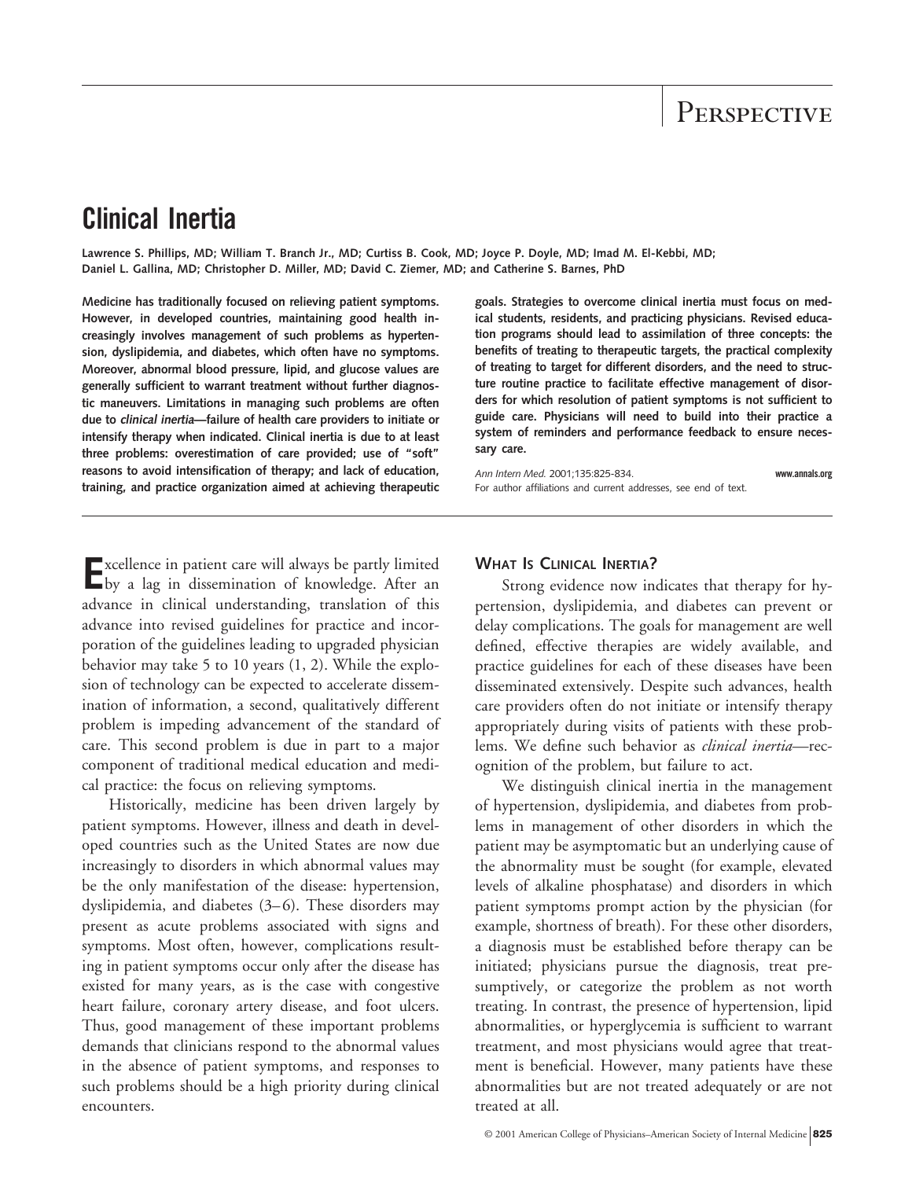Perspective

# Clinical Inertia

**Lawrence S. Phillips, MD; William T. Branch Jr., MD; Curtiss B. Cook, MD; Joyce P. Doyle, MD; Imad M. El-Kebbi, MD; Daniel L. Gallina, MD; Christopher D. Miller, MD; David C. Ziemer, MD; and Catherine S. Barnes, PhD**

**Medicine has traditionally focused on relieving patient symptoms. However, in developed countries, maintaining good health increasingly involves management of such problems as hypertension, dyslipidemia, and diabetes, which often have no symptoms. Moreover, abnormal blood pressure, lipid, and glucose values are generally sufficient to warrant treatment without further diagnostic maneuvers. Limitations in managing such problems are often due to *clinical inertia*—failure of health care providers to initiate or intensify therapy when indicated. Clinical inertia is due to at least three problems: overestimation of care provided; use of "soft" reasons to avoid intensification of therapy; and lack of education, training, and practice organization aimed at achieving therapeutic goals. Strategies to overcome clinical inertia must focus on medical students, residents, and practicing physicians. Revised education programs should lead to assimilation of three concepts: the benefits of treating to therapeutic targets, the practical complexity of treating to target for different disorders, and the need to structure routine practice to facilitate effective management of disorders for which resolution of patient symptoms is not sufficient to guide care. Physicians will need to build into their practice a system of reminders and performance feedback to ensure necessary care.**

*Ann Intern Med.* 2001;135:825-834. **www.annals.org**

For author affiliations and current addresses, see end of text.

Excellence in patient care will always be partly limited by a lag in dissemination of knowledge. After an advance in clinical understanding, translation of this advance into revised guidelines for practice and incorporation of the guidelines leading to upgraded physician behavior may take 5 to 10 years (1, 2). While the explosion of technology can be expected to accelerate dissemination of information, a second, qualitatively different problem is impeding advancement of the standard of care. This second problem is due in part to a major component of traditional medical education and medical practice: the focus on relieving symptoms.

Historically, medicine has been driven largely by patient symptoms. However, illness and death in developed countries such as the United States are now due increasingly to disorders in which abnormal values may be the only manifestation of the disease: hypertension, dyslipidemia, and diabetes (3–6). These disorders may present as acute problems associated with signs and symptoms. Most often, however, complications resulting in patient symptoms occur only after the disease has existed for many years, as is the case with congestive heart failure, coronary artery disease, and foot ulcers. Thus, good management of these important problems demands that clinicians respond to the abnormal values in the absence of patient symptoms, and responses to such problems should be a high priority during clinical encounters.

## What Is Clinical Inertia?

Strong evidence now indicates that therapy for hypertension, dyslipidemia, and diabetes can prevent or delay complications. The goals for management are well defined, effective therapies are widely available, and practice guidelines for each of these diseases have been disseminated extensively. Despite such advances, health care providers often do not initiate or intensify therapy appropriately during visits of patients with these problems. We define such behavior as *clinical inertia*—recognition of the problem, but failure to act.

We distinguish clinical inertia in the management of hypertension, dyslipidemia, and diabetes from problems in management of other disorders in which the patient may be asymptomatic but an underlying cause of the abnormality must be sought (for example, elevated levels of alkaline phosphatase) and disorders in which patient symptoms prompt action by the physician (for example, shortness of breath). For these other disorders, a diagnosis must be established before therapy can be initiated; physicians pursue the diagnosis, treat presumptively, or categorize the problem as not worth treating. In contrast, the presence of hypertension, lipid abnormalities, or hyperglycemia is sufficient to warrant treatment, and most physicians would agree that treatment is beneficial. However, many patients have these abnormalities but are not treated adequately or are not treated at all.

© 2001 American College of Physicians–American Society of Internal Medicine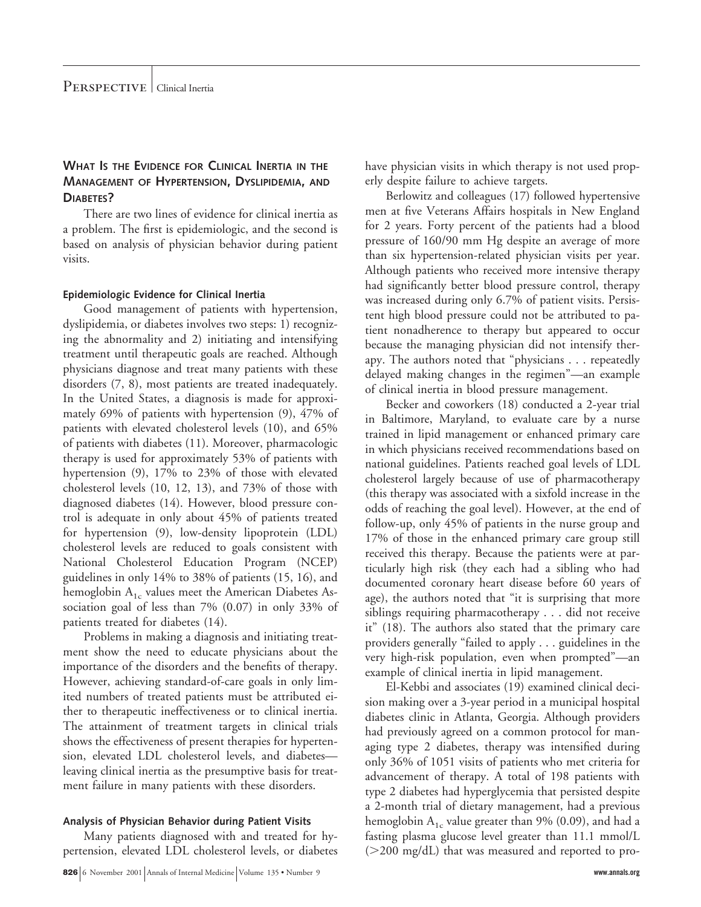## What Is the Evidence for Clinical Inertia in the Management of Hypertension, Dyslipidemia, and Diabetes?

There are two lines of evidence for clinical inertia as a problem. The first is epidemiologic, and the second is based on analysis of physician behavior during patient visits.

### Epidemiologic Evidence for Clinical Inertia

Good management of patients with hypertension, dyslipidemia, or diabetes involves two steps: 1) recognizing the abnormality and 2) initiating and intensifying treatment until therapeutic goals are reached. Although physicians diagnose and treat many patients with these disorders (7, 8), most patients are treated inadequately. In the United States, a diagnosis is made for approximately 69% of patients with hypertension (9), 47% of patients with elevated cholesterol levels (10), and 65% of patients with diabetes (11). Moreover, pharmacologic therapy is used for approximately 53% of patients with hypertension (9), 17% to 23% of those with elevated cholesterol levels (10, 12, 13), and 73% of those with diagnosed diabetes (14). However, blood pressure control is adequate in only about 45% of patients treated for hypertension (9), low-density lipoprotein (LDL) cholesterol levels are reduced to goals consistent with National Cholesterol Education Program (NCEP) guidelines in only 14% to 38% of patients (15, 16), and hemoglobin $A_{1c}$ values meet the American Diabetes Association goal of less than 7% (0.07) in only 33% of patients treated for diabetes (14).

Problems in making a diagnosis and initiating treatment show the need to educate physicians about the importance of the disorders and the benefits of therapy. However, achieving standard-of-care goals in only limited numbers of treated patients must be attributed either to therapeutic ineffectiveness or to clinical inertia. The attainment of treatment targets in clinical trials shows the effectiveness of present therapies for hypertension, elevated LDL cholesterol levels, and diabetes—leaving clinical inertia as the presumptive basis for treatment failure in many patients with these disorders.

### Analysis of Physician Behavior during Patient Visits

Many patients diagnosed with and treated for hypertension, elevated LDL cholesterol levels, or diabetes have physician visits in which therapy is not used properly despite failure to achieve targets.

Berlowitz and colleagues (17) followed hypertensive men at five Veterans Affairs hospitals in New England for 2 years. Forty percent of the patients had a blood pressure of 160/90 mm Hg despite an average of more than six hypertension-related physician visits per year. Although patients who received more intensive therapy had significantly better blood pressure control, therapy was increased during only 6.7% of patient visits. Persistent high blood pressure could not be attributed to patient nonadherence to therapy but appeared to occur because the managing physician did not intensify therapy. The authors noted that "physicians . . . repeatedly delayed making changes in the regimen"—an example of clinical inertia in blood pressure management.

Becker and coworkers (18) conducted a 2-year trial in Baltimore, Maryland, to evaluate care by a nurse trained in lipid management or enhanced primary care in which physicians received recommendations based on national guidelines. Patients reached goal levels of LDL cholesterol largely because of use of pharmacotherapy (this therapy was associated with a sixfold increase in the odds of reaching the goal level). However, at the end of follow-up, only 45% of patients in the nurse group and 17% of those in the enhanced primary care group still received this therapy. Because the patients were at particularly high risk (they each had a sibling who had documented coronary heart disease before 60 years of age), the authors noted that "it is surprising that more siblings requiring pharmacotherapy . . . did not receive it" (18). The authors also stated that the primary care providers generally "failed to apply . . . guidelines in the very high-risk population, even when prompted"—an example of clinical inertia in lipid management.

El-Kebbi and associates (19) examined clinical decision making over a 3-year period in a municipal hospital diabetes clinic in Atlanta, Georgia. Although providers had previously agreed on a common protocol for managing type 2 diabetes, therapy was intensified during only 36% of 1051 visits of patients who met criteria for advancement of therapy. A total of 198 patients with type 2 diabetes had hyperglycemia that persisted despite a 2-month trial of dietary management, had a previous hemoglobin $A_{1c}$ value greater than 9% (0.09), and had a fasting plasma glucose level greater than 11.1 mmol/L (>200 mg/dL) that was measured and reported to pro-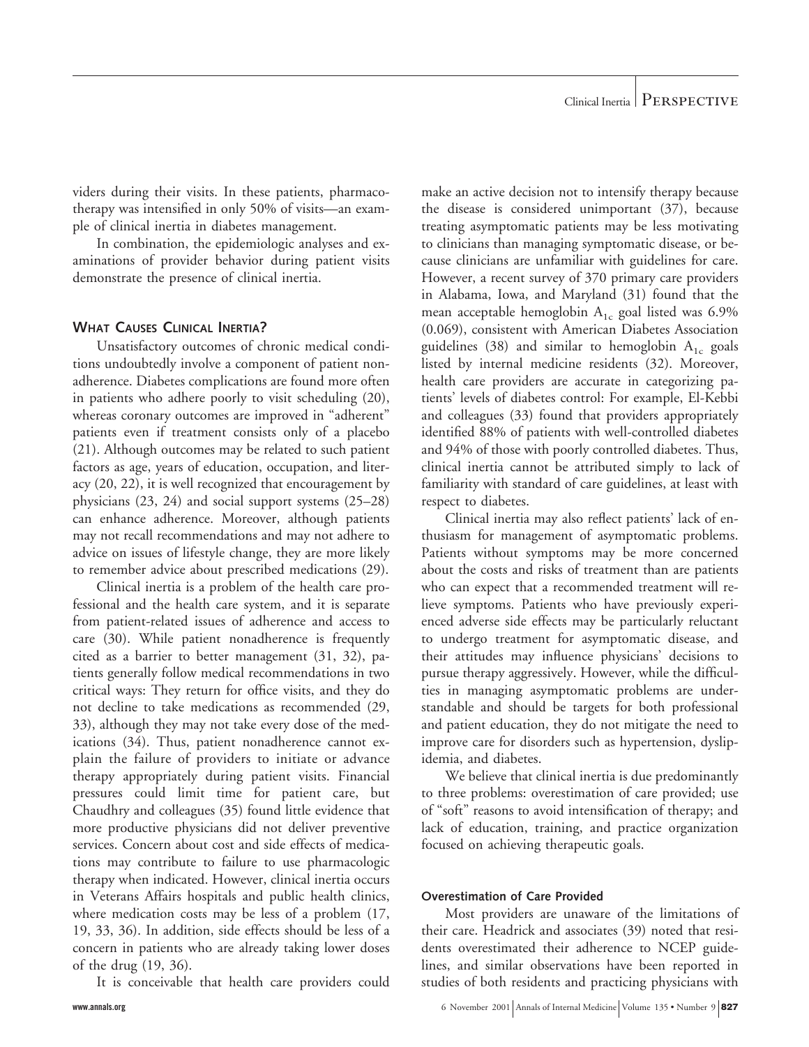viders during their visits. In these patients, pharmacotherapy was intensified in only 50% of visits—an example of clinical inertia in diabetes management.

In combination, the epidemiologic analyses and examinations of provider behavior during patient visits demonstrate the presence of clinical inertia.

## What Causes Clinical Inertia?

Unsatisfactory outcomes of chronic medical conditions undoubtedly involve a component of patient nonadherence. Diabetes complications are found more often in patients who adhere poorly to visit scheduling (20), whereas coronary outcomes are improved in "adherent" patients even if treatment consists only of a placebo (21). Although outcomes may be related to such patient factors as age, years of education, occupation, and literacy (20, 22), it is well recognized that encouragement by physicians (23, 24) and social support systems (25–28) can enhance adherence. Moreover, although patients may not recall recommendations and may not adhere to advice on issues of lifestyle change, they are more likely to remember advice about prescribed medications (29).

Clinical inertia is a problem of the health care professional and the health care system, and it is separate from patient-related issues of adherence and access to care (30). While patient nonadherence is frequently cited as a barrier to better management (31, 32), patients generally follow medical recommendations in two critical ways: They return for office visits, and they do not decline to take medications as recommended (29, 33), although they may not take every dose of the medications (34). Thus, patient nonadherence cannot explain the failure of providers to initiate or advance therapy appropriately during patient visits. Financial pressures could limit time for patient care, but Chaudhry and colleagues (35) found little evidence that more productive physicians did not deliver preventive services. Concern about cost and side effects of medications may contribute to failure to use pharmacologic therapy when indicated. However, clinical inertia occurs in Veterans Affairs hospitals and public health clinics, where medication costs may be less of a problem (17, 19, 33, 36). In addition, side effects should be less of a concern in patients who are already taking lower doses of the drug (19, 36).

It is conceivable that health care providers could make an active decision not to intensify therapy because the disease is considered unimportant (37), because treating asymptomatic patients may be less motivating to clinicians than managing symptomatic disease, or because clinicians are unfamiliar with guidelines for care. However, a recent survey of 370 primary care providers in Alabama, Iowa, and Maryland (31) found that the mean acceptable hemoglobin $A_{1c}$ goal listed was 6.9% (0.069), consistent with American Diabetes Association guidelines (38) and similar to hemoglobin $A_{1c}$ goals listed by internal medicine residents (32). Moreover, health care providers are accurate in categorizing patients' levels of diabetes control: For example, El-Kebbi and colleagues (33) found that providers appropriately identified 88% of patients with well-controlled diabetes and 94% of those with poorly controlled diabetes. Thus, clinical inertia cannot be attributed simply to lack of familiarity with standard of care guidelines, at least with respect to diabetes.

Clinical inertia may also reflect patients' lack of enthusiasm for management of asymptomatic problems. Patients without symptoms may be more concerned about the costs and risks of treatment than are patients who can expect that a recommended treatment will relieve symptoms. Patients who have previously experienced adverse side effects may be particularly reluctant to undergo treatment for asymptomatic disease, and their attitudes may influence physicians' decisions to pursue therapy aggressively. However, while the difficulties in managing asymptomatic problems are understandable and should be targets for both professional and patient education, they do not mitigate the need to improve care for disorders such as hypertension, dyslipidemia, and diabetes.

We believe that clinical inertia is due predominantly to three problems: overestimation of care provided; use of "soft" reasons to avoid intensification of therapy; and lack of education, training, and practice organization focused on achieving therapeutic goals.

### Overestimation of Care Provided

Most providers are unaware of the limitations of their care. Headrick and associates (39) noted that residents overestimated their adherence to NCEP guidelines, and similar observations have been reported in studies of both residents and practicing physicians with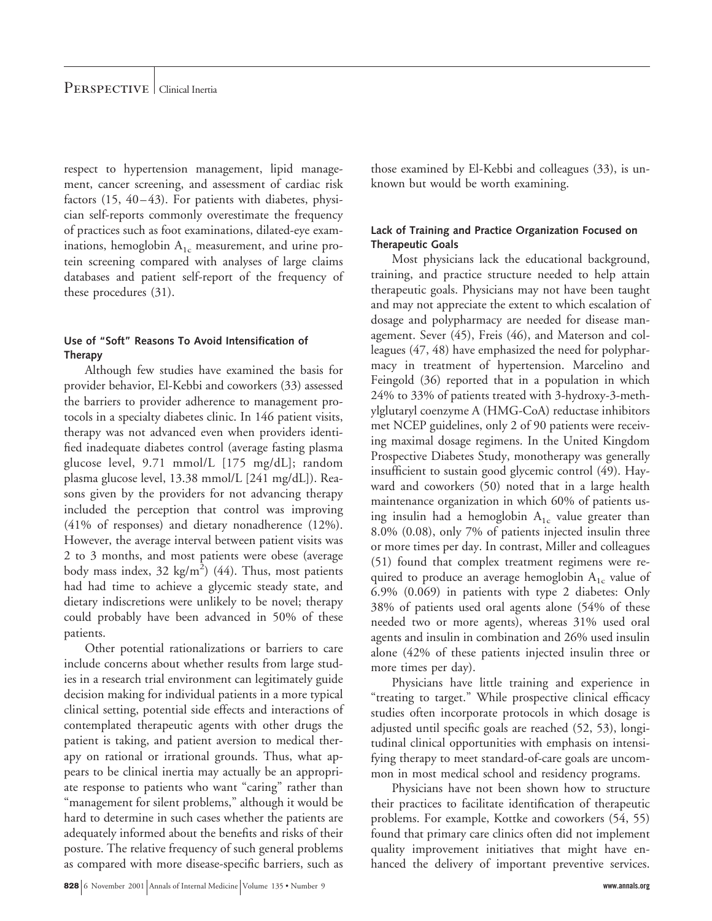respect to hypertension management, lipid management, cancer screening, and assessment of cardiac risk factors (15, 40–43). For patients with diabetes, physician self-reports commonly overestimate the frequency of practices such as foot examinations, dilated-eye examinations, hemoglobin $A_{1c}$ measurement, and urine protein screening compared with analyses of large claims databases and patient self-report of the frequency of these procedures (31).

### Use of "Soft" Reasons To Avoid Intensification of Therapy

Although few studies have examined the basis for provider behavior, El-Kebbi and coworkers (33) assessed the barriers to provider adherence to management protocols in a specialty diabetes clinic. In 146 patient visits, therapy was not advanced even when providers identified inadequate diabetes control (average fasting plasma glucose level, 9.71 mmol/L [175 mg/dL]; random plasma glucose level, 13.38 mmol/L [241 mg/dL]). Reasons given by the providers for not advancing therapy included the perception that control was improving (41% of responses) and dietary nonadherence (12%). However, the average interval between patient visits was 2 to 3 months, and most patients were obese (average body mass index, 32 $kg/m^2$) (44). Thus, most patients had had time to achieve a glycemic steady state, and dietary indiscretions were unlikely to be novel; therapy could probably have been advanced in 50% of these patients.

Other potential rationalizations or barriers to care include concerns about whether results from large studies in a research trial environment can legitimately guide decision making for individual patients in a more typical clinical setting, potential side effects and interactions of contemplated therapeutic agents with other drugs the patient is taking, and patient aversion to medical therapy on rational or irrational grounds. Thus, what appears to be clinical inertia may actually be an appropriate response to patients who want "caring" rather than "management for silent problems," although it would be hard to determine in such cases whether the patients are adequately informed about the benefits and risks of their posture. The relative frequency of such general problems as compared with more disease-specific barriers, such as those examined by El-Kebbi and colleagues (33), is unknown but would be worth examining.

### Lack of Training and Practice Organization Focused on Therapeutic Goals

Most physicians lack the educational background, training, and practice structure needed to help attain therapeutic goals. Physicians may not have been taught and may not appreciate the extent to which escalation of dosage and polypharmacy are needed for disease management. Sever (45), Freis (46), and Materson and colleagues (47, 48) have emphasized the need for polypharmacy in treatment of hypertension. Marcelino and Feingold (36) reported that in a population in which 24% to 33% of patients treated with 3-hydroxy-3-methylglutaryl coenzyme A (HMG-CoA) reductase inhibitors met NCEP guidelines, only 2 of 90 patients were receiving maximal dosage regimens. In the United Kingdom Prospective Diabetes Study, monotherapy was generally insufficient to sustain good glycemic control (49). Hayward and coworkers (50) noted that in a large health maintenance organization in which 60% of patients using insulin had a hemoglobin $A_{1c}$ value greater than 8.0% (0.08), only 7% of patients injected insulin three or more times per day. In contrast, Miller and colleagues (51) found that complex treatment regimens were required to produce an average hemoglobin $A_{1c}$ value of 6.9% (0.069) in patients with type 2 diabetes: Only 38% of patients used oral agents alone (54% of these needed two or more agents), whereas 31% used oral agents and insulin in combination and 26% used insulin alone (42% of these patients injected insulin three or more times per day).

Physicians have little training and experience in "treating to target." While prospective clinical efficacy studies often incorporate protocols in which dosage is adjusted until specific goals are reached (52, 53), longitudinal clinical opportunities with emphasis on intensifying therapy to meet standard-of-care goals are uncommon in most medical school and residency programs.

Physicians have not been shown how to structure their practices to facilitate identification of therapeutic problems. For example, Kottke and coworkers (54, 55) found that primary care clinics often did not implement quality improvement initiatives that might have enhanced the delivery of important preventive services.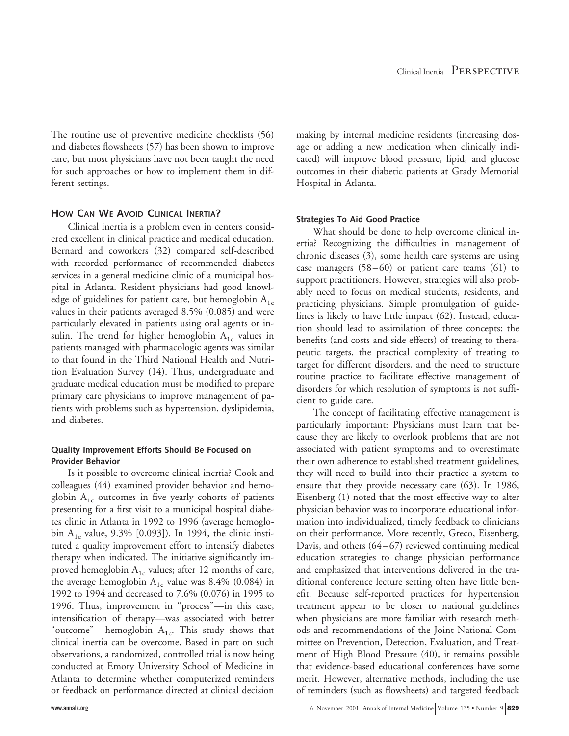The routine use of preventive medicine checklists (56) and diabetes flowsheets (57) has been shown to improve care, but most physicians have not been taught the need for such approaches or how to implement them in different settings.

## How Can We Avoid Clinical Inertia?

Clinical inertia is a problem even in centers considered excellent in clinical practice and medical education. Bernard and coworkers (32) compared self-described with recorded performance of recommended diabetes services in a general medicine clinic of a municipal hospital in Atlanta. Resident physicians had good knowledge of guidelines for patient care, but hemoglobin $A_{1c}$ values in their patients averaged 8.5% (0.085) and were particularly elevated in patients using oral agents or insulin. The trend for higher hemoglobin $A_{1c}$ values in patients managed with pharmacologic agents was similar to that found in the Third National Health and Nutrition Evaluation Survey (14). Thus, undergraduate and graduate medical education must be modified to prepare primary care physicians to improve management of patients with problems such as hypertension, dyslipidemia, and diabetes.

### Quality Improvement Efforts Should Be Focused on Provider Behavior

Is it possible to overcome clinical inertia? Cook and colleagues (44) examined provider behavior and hemoglobin $A_{1c}$ outcomes in five yearly cohorts of patients presenting for a first visit to a municipal hospital diabetes clinic in Atlanta in 1992 to 1996 (average hemoglobin $A_{1c}$ value, 9.3% [0.093]). In 1994, the clinic instituted a quality improvement effort to intensify diabetes therapy when indicated. The initiative significantly improved hemoglobin $A_{1c}$ values; after 12 months of care, the average hemoglobin $A_{1c}$ value was 8.4% (0.084) in 1992 to 1994 and decreased to 7.6% (0.076) in 1995 to 1996. Thus, improvement in "process"—in this case, intensification of therapy—was associated with better "outcome"—hemoglobin $A_{1c}$. This study shows that clinical inertia can be overcome. Based in part on such observations, a randomized, controlled trial is now being conducted at Emory University School of Medicine in Atlanta to determine whether computerized reminders or feedback on performance directed at clinical decision making by internal medicine residents (increasing dosage or adding a new medication when clinically indicated) will improve blood pressure, lipid, and glucose outcomes in their diabetic patients at Grady Memorial Hospital in Atlanta.

### Strategies To Aid Good Practice

What should be done to help overcome clinical inertia? Recognizing the difficulties in management of chronic diseases (3), some health care systems are using case managers (58–60) or patient care teams (61) to support practitioners. However, strategies will also probably need to focus on medical students, residents, and practicing physicians. Simple promulgation of guidelines is likely to have little impact (62). Instead, education should lead to assimilation of three concepts: the benefits (and costs and side effects) of treating to therapeutic targets, the practical complexity of treating to target for different disorders, and the need to structure routine practice to facilitate effective management of disorders for which resolution of symptoms is not sufficient to guide care.

The concept of facilitating effective management is particularly important: Physicians must learn that because they are likely to overlook problems that are not associated with patient symptoms and to overestimate their own adherence to established treatment guidelines, they will need to build into their practice a system to ensure that they provide necessary care (63). In 1986, Eisenberg (1) noted that the most effective way to alter physician behavior was to incorporate educational information into individualized, timely feedback to clinicians on their performance. More recently, Greco, Eisenberg, Davis, and others (64–67) reviewed continuing medical education strategies to change physician performance and emphasized that interventions delivered in the traditional conference lecture setting often have little benefit. Because self-reported practices for hypertension treatment appear to be closer to national guidelines when physicians are more familiar with research methods and recommendations of the Joint National Committee on Prevention, Detection, Evaluation, and Treatment of High Blood Pressure (40), it remains possible that evidence-based educational conferences have some merit. However, alternative methods, including the use of reminders (such as flowsheets) and targeted feedback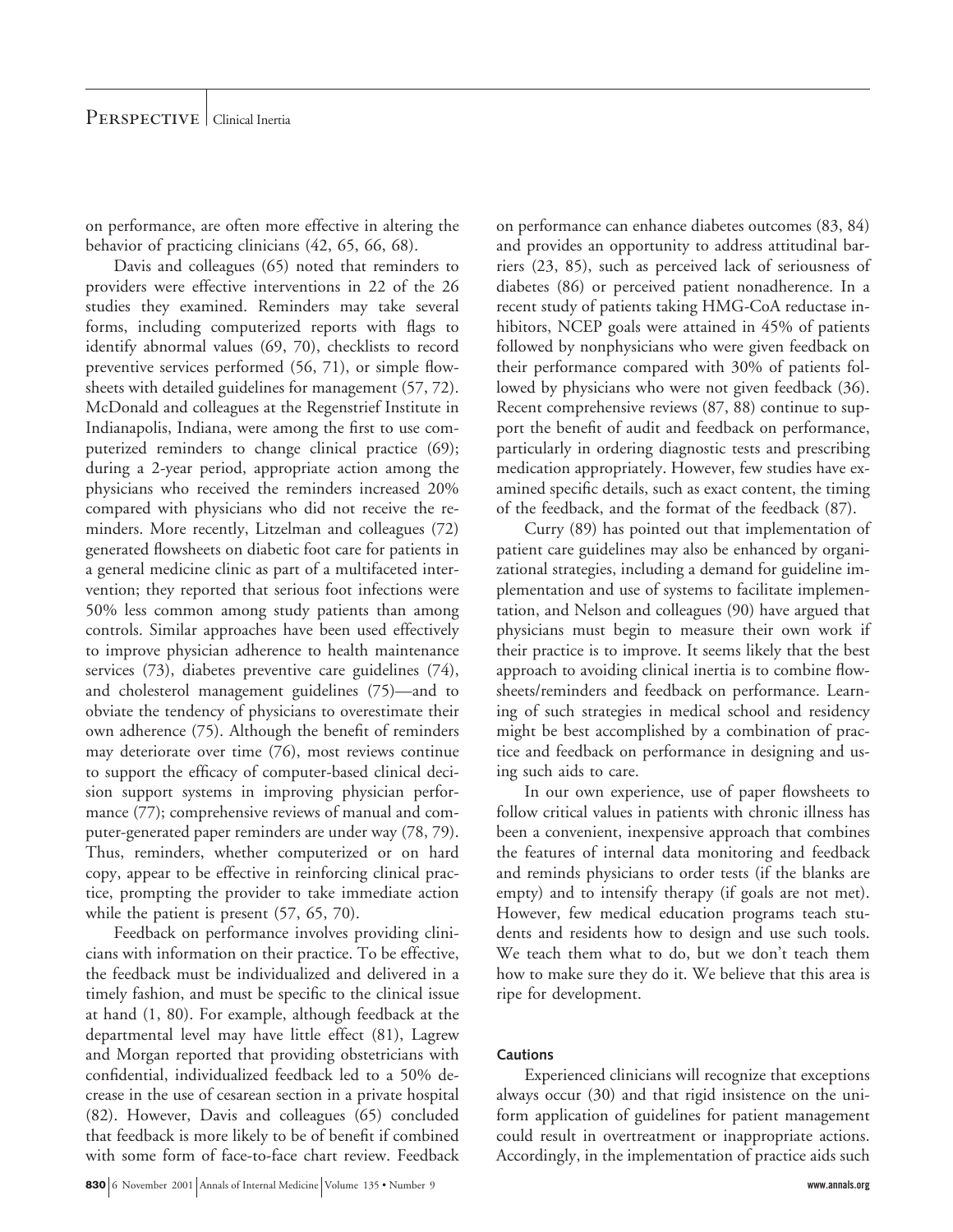on performance, are often more effective in altering the behavior of practicing clinicians (42, 65, 66, 68).

Davis and colleagues (65) noted that reminders to providers were effective interventions in 22 of the 26 studies they examined. Reminders may take several forms, including computerized reports with flags to identify abnormal values (69, 70), checklists to record preventive services performed (56, 71), or simple flowsheets with detailed guidelines for management (57, 72). McDonald and colleagues at the Regenstrief Institute in Indianapolis, Indiana, were among the first to use computerized reminders to change clinical practice (69); during a 2-year period, appropriate action among the physicians who received the reminders increased 20% compared with physicians who did not receive the reminders. More recently, Litzelman and colleagues (72) generated flowsheets on diabetic foot care for patients in a general medicine clinic as part of a multifaceted intervention; they reported that serious foot infections were 50% less common among study patients than among controls. Similar approaches have been used effectively to improve physician adherence to health maintenance services (73), diabetes preventive care guidelines (74), and cholesterol management guidelines (75)—and to obviate the tendency of physicians to overestimate their own adherence (75). Although the benefit of reminders may deteriorate over time (76), most reviews continue to support the efficacy of computer-based clinical decision support systems in improving physician performance (77); comprehensive reviews of manual and computer-generated paper reminders are under way (78, 79). Thus, reminders, whether computerized or on hard copy, appear to be effective in reinforcing clinical practice, prompting the provider to take immediate action while the patient is present (57, 65, 70).

Feedback on performance involves providing clinicians with information on their practice. To be effective, the feedback must be individualized and delivered in a timely fashion, and must be specific to the clinical issue at hand (1, 80). For example, although feedback at the departmental level may have little effect (81), Lagrew and Morgan reported that providing obstetricians with confidential, individualized feedback led to a 50% decrease in the use of cesarean section in a private hospital (82). However, Davis and colleagues (65) concluded that feedback is more likely to be of benefit if combined with some form of face-to-face chart review. Feedback on performance can enhance diabetes outcomes (83, 84) and provides an opportunity to address attitudinal barriers (23, 85), such as perceived lack of seriousness of diabetes (86) or perceived patient nonadherence. In a recent study of patients taking HMG-CoA reductase inhibitors, NCEP goals were attained in 45% of patients followed by nonphysicians who were given feedback on their performance compared with 30% of patients followed by physicians who were not given feedback (36). Recent comprehensive reviews (87, 88) continue to support the benefit of audit and feedback on performance, particularly in ordering diagnostic tests and prescribing medication appropriately. However, few studies have examined specific details, such as exact content, the timing of the feedback, and the format of the feedback (87).

Curry (89) has pointed out that implementation of patient care guidelines may also be enhanced by organizational strategies, including a demand for guideline implementation and use of systems to facilitate implementation, and Nelson and colleagues (90) have argued that physicians must begin to measure their own work if their practice is to improve. It seems likely that the best approach to avoiding clinical inertia is to combine flowsheets/reminders and feedback on performance. Learning of such strategies in medical school and residency might be best accomplished by a combination of practice and feedback on performance in designing and using such aids to care.

In our own experience, use of paper flowsheets to follow critical values in patients with chronic illness has been a convenient, inexpensive approach that combines the features of internal data monitoring and feedback and reminds physicians to order tests (if the blanks are empty) and to intensify therapy (if goals are not met). However, few medical education programs teach students and residents how to design and use such tools. We teach them what to do, but we don't teach them how to make sure they do it. We believe that this area is ripe for development.

### Cautions

Experienced clinicians will recognize that exceptions always occur (30) and that rigid insistence on the uniform application of guidelines for patient management could result in overtreatment or inappropriate actions. Accordingly, in the implementation of practice aids such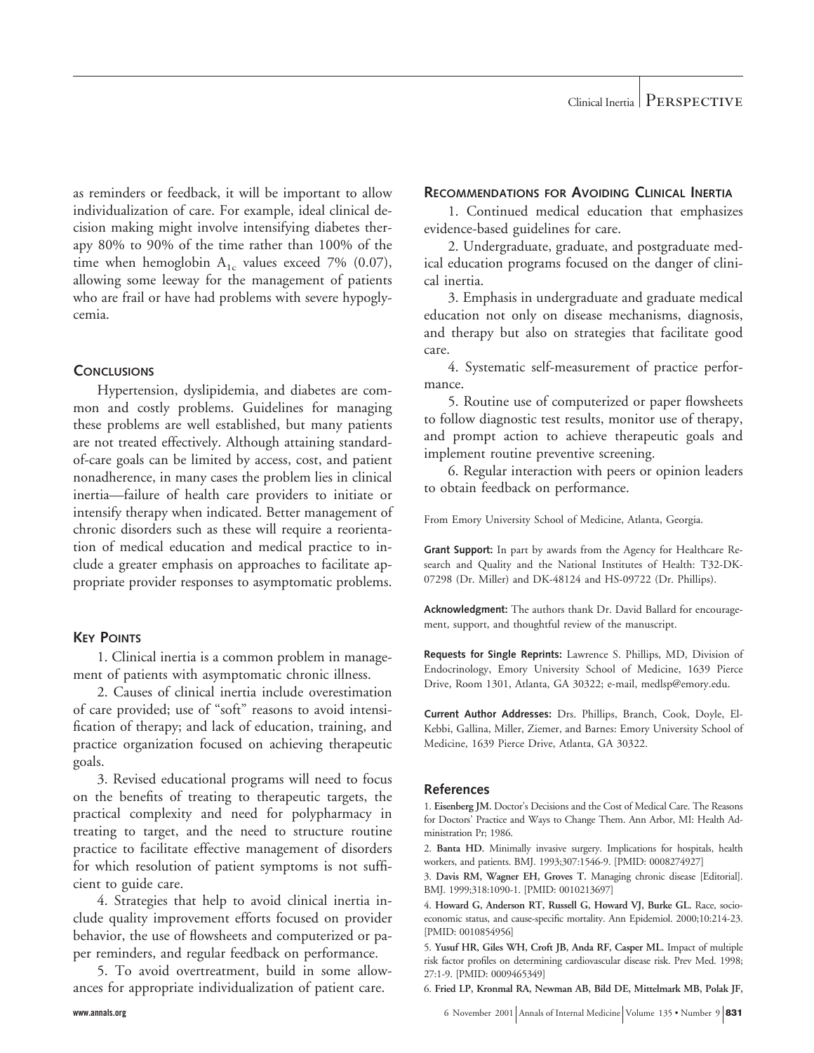as reminders or feedback, it will be important to allow individualization of care. For example, ideal clinical decision making might involve intensifying diabetes therapy 80% to 90% of the time rather than 100% of the time when hemoglobin $A_{1c}$ values exceed 7% (0.07), allowing some leeway for the management of patients who are frail or have had problems with severe hypoglycemia.

## Conclusions

Hypertension, dyslipidemia, and diabetes are common and costly problems. Guidelines for managing these problems are well established, but many patients are not treated effectively. Although attaining standard-of-care goals can be limited by access, cost, and patient nonadherence, in many cases the problem lies in clinical inertia—failure of health care providers to initiate or intensify therapy when indicated. Better management of chronic disorders such as these will require a reorientation of medical education and medical practice to include a greater emphasis on approaches to facilitate appropriate provider responses to asymptomatic problems.

## Key Points

1. Clinical inertia is a common problem in management of patients with asymptomatic chronic illness.

2. Causes of clinical inertia include overestimation of care provided; use of "soft" reasons to avoid intensification of therapy; and lack of education, training, and practice organization focused on achieving therapeutic goals.

3. Revised educational programs will need to focus on the benefits of treating to therapeutic targets, the practical complexity and need for polypharmacy in treating to target, and the need to structure routine practice to facilitate effective management of disorders for which resolution of patient symptoms is not sufficient to guide care.

4. Strategies that help to avoid clinical inertia include quality improvement efforts focused on provider behavior, the use of flowsheets and computerized or paper reminders, and regular feedback on performance.

5. To avoid overtreatment, build in some allowances for appropriate individualization of patient care.

## Recommendations for Avoiding Clinical Inertia

1. Continued medical education that emphasizes evidence-based guidelines for care.

2. Undergraduate, graduate, and postgraduate medical education programs focused on the danger of clinical inertia.

3. Emphasis in undergraduate and graduate medical education not only on disease mechanisms, diagnosis, and therapy but also on strategies that facilitate good care.

4. Systematic self-measurement of practice performance.

5. Routine use of computerized or paper flowsheets to follow diagnostic test results, monitor use of therapy, and prompt action to achieve therapeutic goals and implement routine preventive screening.

6. Regular interaction with peers or opinion leaders to obtain feedback on performance.

From Emory University School of Medicine, Atlanta, Georgia.

**Grant Support:** In part by awards from the Agency for Healthcare Research and Quality and the National Institutes of Health: T32-DK-07298 (Dr. Miller) and DK-48124 and HS-09722 (Dr. Phillips).

**Acknowledgment:** The authors thank Dr. David Ballard for encouragement, support, and thoughtful review of the manuscript.

**Requests for Single Reprints:** Lawrence S. Phillips, MD, Division of Endocrinology, Emory University School of Medicine, 1639 Pierce Drive, Room 1301, Atlanta, GA 30322; e-mail, medlsp@emory.edu.

**Current Author Addresses:** Drs. Phillips, Branch, Cook, Doyle, El-Kebbi, Gallina, Miller, Ziemer, and Barnes: Emory University School of Medicine, 1639 Pierce Drive, Atlanta, GA 30322.

## References

1. **Eisenberg JM.** Doctor's Decisions and the Cost of Medical Care. The Reasons for Doctors' Practice and Ways to Change Them. Ann Arbor, MI: Health Administration Pr; 1986.

2. **Banta HD.** Minimally invasive surgery. Implications for hospitals, health workers, and patients. BMJ. 1993;307:1546-9. [PMID: 0008274927]

3. **Davis RM, Wagner EH, Groves T.** Managing chronic disease [Editorial]. BMJ. 1999;318:1090-1. [PMID: 0010213697]

4. **Howard G, Anderson RT, Russell G, Howard VJ, Burke GL.** Race, socioeconomic status, and cause-specific mortality. Ann Epidemiol. 2000;10:214-23. [PMID: 0010854956]

5. **Yusuf HR, Giles WH, Croft JB, Anda RF, Casper ML.** Impact of multiple risk factor profiles on determining cardiovascular disease risk. Prev Med. 1998; 27:1-9. [PMID: 0009465349]

6. **Fried LP, Kronmal RA, Newman AB, Bild DE, Mittelmark MB, Polak JF,**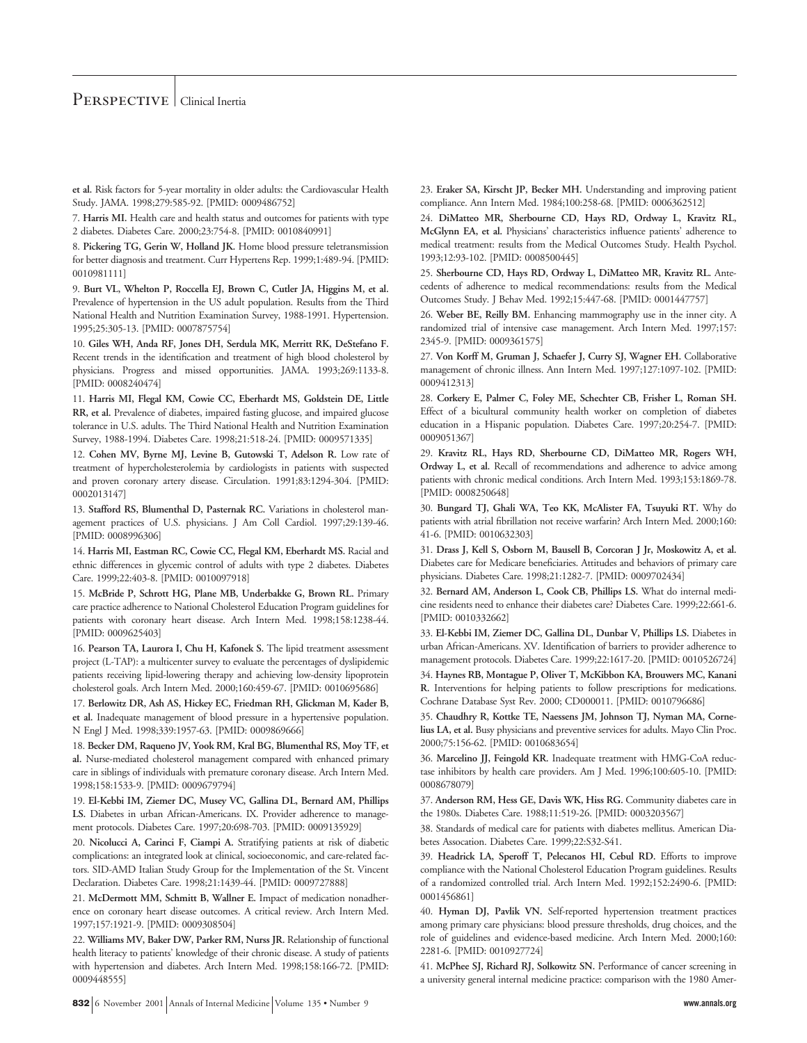**et al.** Risk factors for 5-year mortality in older adults: the Cardiovascular Health Study. JAMA. 1998;279:585-92. [PMID: 0009486752]

7. **Harris MI.** Health care and health status and outcomes for patients with type 2 diabetes. Diabetes Care. 2000;23:754-8. [PMID: 0010840991]

8. **Pickering TG, Gerin W, Holland JK.** Home blood pressure teletransmission for better diagnosis and treatment. Curr Hypertens Rep. 1999;1:489-94. [PMID: 0010981111]

9. **Burt VL, Whelton P, Roccella EJ, Brown C, Cutler JA, Higgins M, et al.** Prevalence of hypertension in the US adult population. Results from the Third National Health and Nutrition Examination Survey, 1988-1991. Hypertension. 1995;25:305-13. [PMID: 0007875754]

10. **Giles WH, Anda RF, Jones DH, Serdula MK, Merritt RK, DeStefano F.** Recent trends in the identification and treatment of high blood cholesterol by physicians. Progress and missed opportunities. JAMA. 1993;269:1133-8. [PMID: 0008240474]

11. **Harris MI, Flegal KM, Cowie CC, Eberhardt MS, Goldstein DE, Little RR, et al.** Prevalence of diabetes, impaired fasting glucose, and impaired glucose tolerance in U.S. adults. The Third National Health and Nutrition Examination Survey, 1988-1994. Diabetes Care. 1998;21:518-24. [PMID: 0009571335]

12. **Cohen MV, Byrne MJ, Levine B, Gutowski T, Adelson R.** Low rate of treatment of hypercholesterolemia by cardiologists in patients with suspected and proven coronary artery disease. Circulation. 1991;83:1294-304. [PMID: 0002013147]

13. **Stafford RS, Blumenthal D, Pasternak RC.** Variations in cholesterol management practices of U.S. physicians. J Am Coll Cardiol. 1997;29:139-46. [PMID: 0008996306]

14. **Harris MI, Eastman RC, Cowie CC, Flegal KM, Eberhardt MS.** Racial and ethnic differences in glycemic control of adults with type 2 diabetes. Diabetes Care. 1999;22:403-8. [PMID: 0010097918]

15. **McBride P, Schrott HG, Plane MB, Underbakke G, Brown RL.** Primary care practice adherence to National Cholesterol Education Program guidelines for patients with coronary heart disease. Arch Intern Med. 1998;158:1238-44. [PMID: 0009625403]

16. **Pearson TA, Laurora I, Chu H, Kafonek S.** The lipid treatment assessment project (L-TAP): a multicenter survey to evaluate the percentages of dyslipidemic patients receiving lipid-lowering therapy and achieving low-density lipoprotein cholesterol goals. Arch Intern Med. 2000;160:459-67. [PMID: 0010695686]

17. **Berlowitz DR, Ash AS, Hickey EC, Friedman RH, Glickman M, Kader B, et al.** Inadequate management of blood pressure in a hypertensive population. N Engl J Med. 1998;339:1957-63. [PMID: 0009869666]

18. **Becker DM, Raqueno JV, Yook RM, Kral BG, Blumenthal RS, Moy TF, et al.** Nurse-mediated cholesterol management compared with enhanced primary care in siblings of individuals with premature coronary disease. Arch Intern Med. 1998;158:1533-9. [PMID: 0009679794]

19. **El-Kebbi IM, Ziemer DC, Musey VC, Gallina DL, Bernard AM, Phillips LS.** Diabetes in urban African-Americans. IX. Provider adherence to management protocols. Diabetes Care. 1997;20:698-703. [PMID: 0009135929]

20. **Nicolucci A, Carinci F, Ciampi A.** Stratifying patients at risk of diabetic complications: an integrated look at clinical, socioeconomic, and care-related factors. SID-AMD Italian Study Group for the Implementation of the St. Vincent Declaration. Diabetes Care. 1998;21:1439-44. [PMID: 0009727888]

21. **McDermott MM, Schmitt B, Wallner E.** Impact of medication nonadherence on coronary heart disease outcomes. A critical review. Arch Intern Med. 1997;157:1921-9. [PMID: 0009308504]

22. **Williams MV, Baker DW, Parker RM, Nurss JR.** Relationship of functional health literacy to patients' knowledge of their chronic disease. A study of patients with hypertension and diabetes. Arch Intern Med. 1998;158:166-72. [PMID: 0009448555]

23. **Eraker SA, Kirscht JP, Becker MH.** Understanding and improving patient compliance. Ann Intern Med. 1984;100:258-68. [PMID: 0006362512]

24. **DiMatteo MR, Sherbourne CD, Hays RD, Ordway L, Kravitz RL, McGlynn EA, et al.** Physicians' characteristics influence patients' adherence to medical treatment: results from the Medical Outcomes Study. Health Psychol. 1993;12:93-102. [PMID: 0008500445]

25. **Sherbourne CD, Hays RD, Ordway L, DiMatteo MR, Kravitz RL.** Antecedents of adherence to medical recommendations: results from the Medical Outcomes Study. J Behav Med. 1992;15:447-68. [PMID: 0001447757]

26. **Weber BE, Reilly BM.** Enhancing mammography use in the inner city. A randomized trial of intensive case management. Arch Intern Med. 1997;157:2345-9. [PMID: 0009361575]

27. **Von Korff M, Gruman J, Schaefer J, Curry SJ, Wagner EH.** Collaborative management of chronic illness. Ann Intern Med. 1997;127:1097-102. [PMID: 0009412313]

28. **Corkery E, Palmer C, Foley ME, Schechter CB, Frisher L, Roman SH.** Effect of a bicultural community health worker on completion of diabetes education in a Hispanic population. Diabetes Care. 1997;20:254-7. [PMID: 0009051367]

29. **Kravitz RL, Hays RD, Sherbourne CD, DiMatteo MR, Rogers WH, Ordway L, et al.** Recall of recommendations and adherence to advice among patients with chronic medical conditions. Arch Intern Med. 1993;153:1869-78. [PMID: 0008250648]

30. **Bungard TJ, Ghali WA, Teo KK, McAlister FA, Tsuyuki RT.** Why do patients with atrial fibrillation not receive warfarin? Arch Intern Med. 2000;160:41-6. [PMID: 0010632303]

31. **Drass J, Kell S, Osborn M, Bausell B, Corcoran J Jr, Moskowitz A, et al.** Diabetes care for Medicare beneficiaries. Attitudes and behaviors of primary care physicians. Diabetes Care. 1998;21:1282-7. [PMID: 0009702434]

32. **Bernard AM, Anderson L, Cook CB, Phillips LS.** What do internal medicine residents need to enhance their diabetes care? Diabetes Care. 1999;22:661-6. [PMID: 0010332662]

33. **El-Kebbi IM, Ziemer DC, Gallina DL, Dunbar V, Phillips LS.** Diabetes in urban African-Americans. XV. Identification of barriers to provider adherence to management protocols. Diabetes Care. 1999;22:1617-20. [PMID: 0010526724]

34. **Haynes RB, Montague P, Oliver T, McKibbon KA, Brouwers MC, Kanani R.** Interventions for helping patients to follow prescriptions for medications. Cochrane Database Syst Rev. 2000; CD000011. [PMID: 0010796686]

35. **Chaudhry R, Kottke TE, Naessens JM, Johnson TJ, Nyman MA, Cornelius LA, et al.** Busy physicians and preventive services for adults. Mayo Clin Proc. 2000;75:156-62. [PMID: 0010683654]

36. **Marcelino JJ, Feingold KR.** Inadequate treatment with HMG-CoA reductase inhibitors by health care providers. Am J Med. 1996;100:605-10. [PMID: 0008678079]

37. **Anderson RM, Hess GE, Davis WK, Hiss RG.** Community diabetes care in the 1980s. Diabetes Care. 1988;11:519-26. [PMID: 0003203567]

38. Standards of medical care for patients with diabetes mellitus. American Diabetes Assocation. Diabetes Care. 1999;22:S32-S41.

39. **Headrick LA, Speroff T, Pelecanos HI, Cebul RD.** Efforts to improve compliance with the National Cholesterol Education Program guidelines. Results of a randomized controlled trial. Arch Intern Med. 1992;152:2490-6. [PMID: 0001456861]

40. **Hyman DJ, Pavlik VN.** Self-reported hypertension treatment practices among primary care physicians: blood pressure thresholds, drug choices, and the role of guidelines and evidence-based medicine. Arch Intern Med. 2000;160:2281-6. [PMID: 0010927724]

41. **McPhee SJ, Richard RJ, Solkowitz SN.** Performance of cancer screening in a university general internal medicine practice: comparison with the 1980 Amer-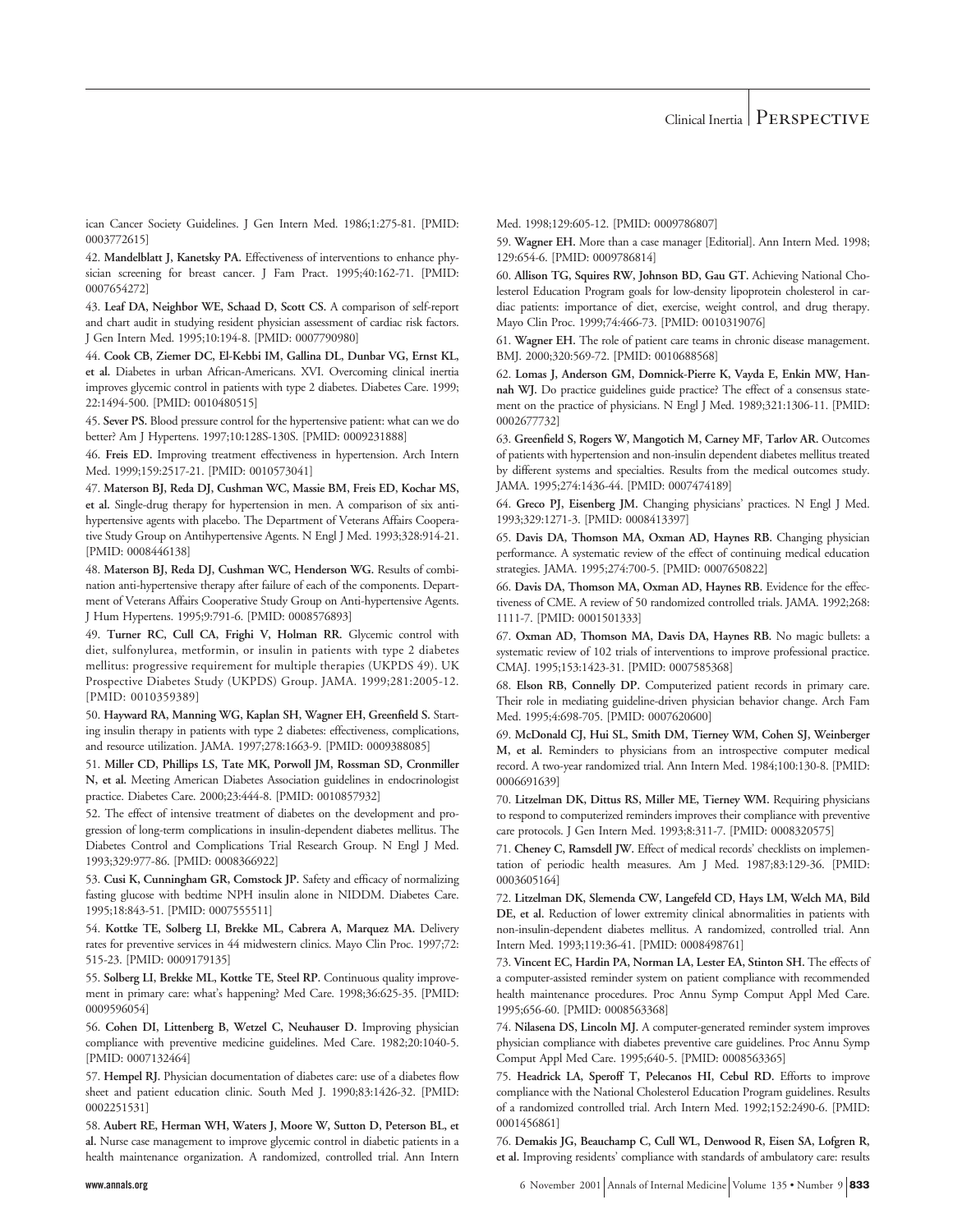ican Cancer Society Guidelines. J Gen Intern Med. 1986;1:275-81. [PMID: 0003772615]

42. **Mandelblatt J, Kanetsky PA.** Effectiveness of interventions to enhance physician screening for breast cancer. J Fam Pract. 1995;40:162-71. [PMID: 0007654272]

43. **Leaf DA, Neighbor WE, Schaad D, Scott CS.** A comparison of self-report and chart audit in studying resident physician assessment of cardiac risk factors. J Gen Intern Med. 1995;10:194-8. [PMID: 0007790980]

44. **Cook CB, Ziemer DC, El-Kebbi IM, Gallina DL, Dunbar VG, Ernst KL, et al.** Diabetes in urban African-Americans. XVI. Overcoming clinical inertia improves glycemic control in patients with type 2 diabetes. Diabetes Care. 1999; 22:1494-500. [PMID: 0010480515]

45. **Sever PS.** Blood pressure control for the hypertensive patient: what can we do better? Am J Hypertens. 1997;10:128S-130S. [PMID: 0009231888]

46. **Freis ED.** Improving treatment effectiveness in hypertension. Arch Intern Med. 1999;159:2517-21. [PMID: 0010573041]

47. **Materson BJ, Reda DJ, Cushman WC, Massie BM, Freis ED, Kochar MS, et al.** Single-drug therapy for hypertension in men. A comparison of six antihypertensive agents with placebo. The Department of Veterans Affairs Cooperative Study Group on Antihypertensive Agents. N Engl J Med. 1993;328:914-21. [PMID: 0008446138]

48. **Materson BJ, Reda DJ, Cushman WC, Henderson WG.** Results of combination anti-hypertensive therapy after failure of each of the components. Department of Veterans Affairs Cooperative Study Group on Anti-hypertensive Agents. J Hum Hypertens. 1995;9:791-6. [PMID: 0008576893]

49. **Turner RC, Cull CA, Frighi V, Holman RR.** Glycemic control with diet, sulfonylurea, metformin, or insulin in patients with type 2 diabetes mellitus: progressive requirement for multiple therapies (UKPDS 49). UK Prospective Diabetes Study (UKPDS) Group. JAMA. 1999;281:2005-12. [PMID: 0010359389]

50. **Hayward RA, Manning WG, Kaplan SH, Wagner EH, Greenfield S.** Starting insulin therapy in patients with type 2 diabetes: effectiveness, complications, and resource utilization. JAMA. 1997;278:1663-9. [PMID: 0009388085]

51. **Miller CD, Phillips LS, Tate MK, Porwoll JM, Rossman SD, Cronmiller N, et al.** Meeting American Diabetes Association guidelines in endocrinologist practice. Diabetes Care. 2000;23:444-8. [PMID: 0010857932]

52. The effect of intensive treatment of diabetes on the development and progression of long-term complications in insulin-dependent diabetes mellitus. The Diabetes Control and Complications Trial Research Group. N Engl J Med. 1993;329:977-86. [PMID: 0008366922]

53. **Cusi K, Cunningham GR, Comstock JP.** Safety and efficacy of normalizing fasting glucose with bedtime NPH insulin alone in NIDDM. Diabetes Care. 1995;18:843-51. [PMID: 0007555511]

54. **Kottke TE, Solberg LI, Brekke ML, Cabrera A, Marquez MA.** Delivery rates for preventive services in 44 midwestern clinics. Mayo Clin Proc. 1997;72: 515-23. [PMID: 0009179135]

55. **Solberg LI, Brekke ML, Kottke TE, Steel RP.** Continuous quality improvement in primary care: what's happening? Med Care. 1998;36:625-35. [PMID: 0009596054]

56. **Cohen DI, Littenberg B, Wetzel C, Neuhauser D.** Improving physician compliance with preventive medicine guidelines. Med Care. 1982;20:1040-5. [PMID: 0007132464]

57. **Hempel RJ.** Physician documentation of diabetes care: use of a diabetes flow sheet and patient education clinic. South Med J. 1990;83:1426-32. [PMID: 0002251531]

58. **Aubert RE, Herman WH, Waters J, Moore W, Sutton D, Peterson BL, et al.** Nurse case management to improve glycemic control in diabetic patients in a health maintenance organization. A randomized, controlled trial. Ann Intern Med. 1998;129:605-12. [PMID: 0009786807]

59. **Wagner EH.** More than a case manager [Editorial]. Ann Intern Med. 1998; 129:654-6. [PMID: 0009786814]

60. **Allison TG, Squires RW, Johnson BD, Gau GT.** Achieving National Cholesterol Education Program goals for low-density lipoprotein cholesterol in cardiac patients: importance of diet, exercise, weight control, and drug therapy. Mayo Clin Proc. 1999;74:466-73. [PMID: 0010319076]

61. **Wagner EH.** The role of patient care teams in chronic disease management. BMJ. 2000;320:569-72. [PMID: 0010688568]

62. **Lomas J, Anderson GM, Domnick-Pierre K, Vayda E, Enkin MW, Hannah WJ.** Do practice guidelines guide practice? The effect of a consensus statement on the practice of physicians. N Engl J Med. 1989;321:1306-11. [PMID: 0002677732]

63. **Greenfield S, Rogers W, Mangotich M, Carney MF, Tarlov AR.** Outcomes of patients with hypertension and non-insulin dependent diabetes mellitus treated by different systems and specialties. Results from the medical outcomes study. JAMA. 1995;274:1436-44. [PMID: 0007474189]

64. **Greco PJ, Eisenberg JM.** Changing physicians' practices. N Engl J Med. 1993;329:1271-3. [PMID: 0008413397]

65. **Davis DA, Thomson MA, Oxman AD, Haynes RB.** Changing physician performance. A systematic review of the effect of continuing medical education strategies. JAMA. 1995;274:700-5. [PMID: 0007650822]

66. **Davis DA, Thomson MA, Oxman AD, Haynes RB.** Evidence for the effectiveness of CME. A review of 50 randomized controlled trials. JAMA. 1992;268: 1111-7. [PMID: 0001501333]

67. **Oxman AD, Thomson MA, Davis DA, Haynes RB.** No magic bullets: a systematic review of 102 trials of interventions to improve professional practice. CMAJ. 1995;153:1423-31. [PMID: 0007585368]

68. **Elson RB, Connelly DP.** Computerized patient records in primary care. Their role in mediating guideline-driven physician behavior change. Arch Fam Med. 1995;4:698-705. [PMID: 0007620600]

69. **McDonald CJ, Hui SL, Smith DM, Tierney WM, Cohen SJ, Weinberger M, et al.** Reminders to physicians from an introspective computer medical record. A two-year randomized trial. Ann Intern Med. 1984;100:130-8. [PMID: 0006691639]

70. **Litzelman DK, Dittus RS, Miller ME, Tierney WM.** Requiring physicians to respond to computerized reminders improves their compliance with preventive care protocols. J Gen Intern Med. 1993;8:311-7. [PMID: 0008320575]

71. **Cheney C, Ramsdell JW.** Effect of medical records' checklists on implementation of periodic health measures. Am J Med. 1987;83:129-36. [PMID: 0003605164]

72. **Litzelman DK, Slemenda CW, Langefeld CD, Hays LM, Welch MA, Bild DE, et al.** Reduction of lower extremity clinical abnormalities in patients with non-insulin-dependent diabetes mellitus. A randomized, controlled trial. Ann Intern Med. 1993;119:36-41. [PMID: 0008498761]

73. **Vincent EC, Hardin PA, Norman LA, Lester EA, Stinton SH.** The effects of a computer-assisted reminder system on patient compliance with recommended health maintenance procedures. Proc Annu Symp Comput Appl Med Care. 1995;656-60. [PMID: 0008563368]

74. **Nilasena DS, Lincoln MJ.** A computer-generated reminder system improves physician compliance with diabetes preventive care guidelines. Proc Annu Symp Comput Appl Med Care. 1995;640-5. [PMID: 0008563365]

75. **Headrick LA, Speroff T, Pelecanos HI, Cebul RD.** Efforts to improve compliance with the National Cholesterol Education Program guidelines. Results of a randomized controlled trial. Arch Intern Med. 1992;152:2490-6. [PMID: 0001456861]

76. **Demakis JG, Beauchamp C, Cull WL, Denwood R, Eisen SA, Lofgren R, et al.** Improving residents' compliance with standards of ambulatory care: results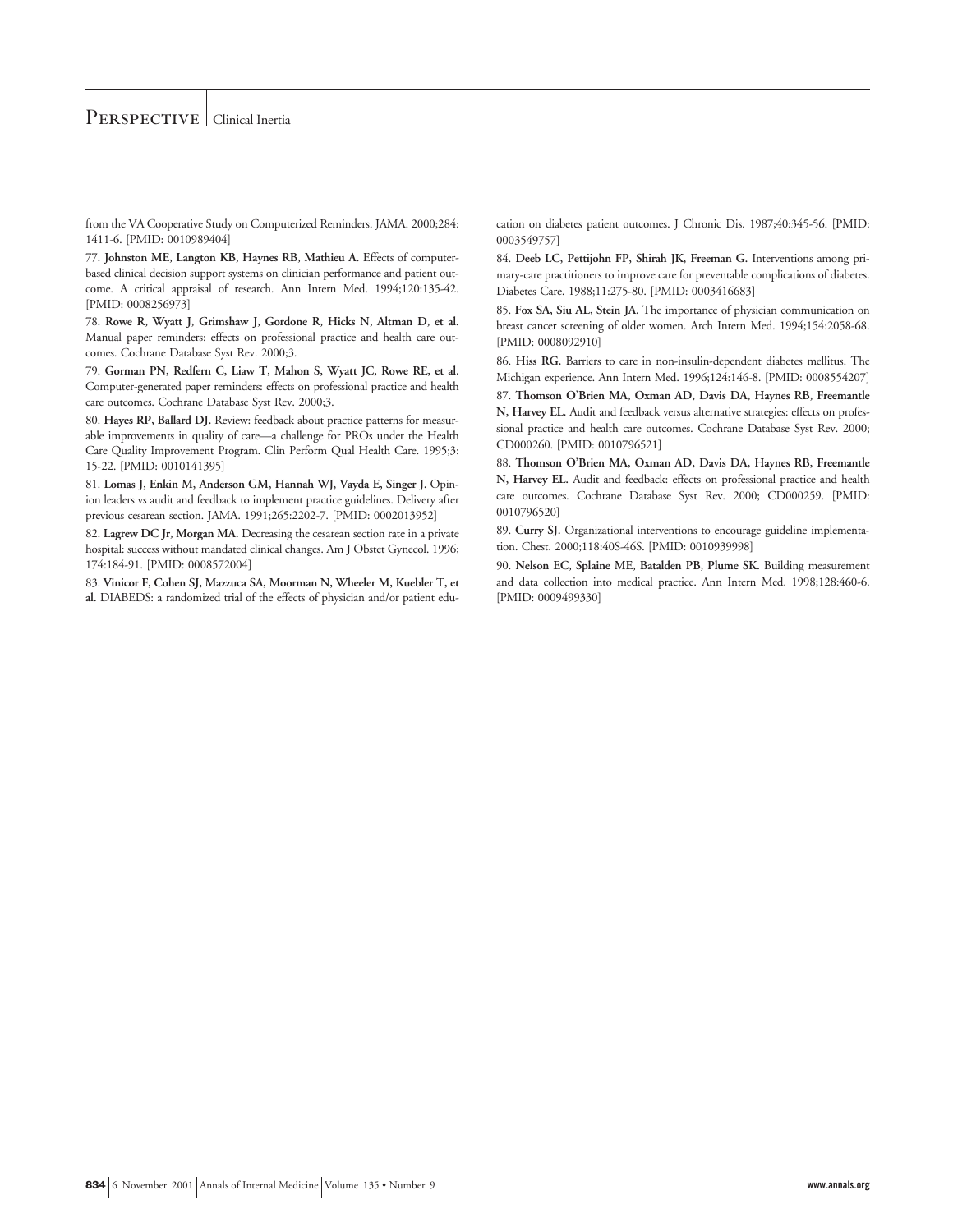from the VA Cooperative Study on Computerized Reminders. JAMA. 2000;284: 1411-6. [PMID: 0010989404]

77. **Johnston ME, Langton KB, Haynes RB, Mathieu A.** Effects of computer-based clinical decision support systems on clinician performance and patient outcome. A critical appraisal of research. Ann Intern Med. 1994;120:135-42. [PMID: 0008256973]

78. **Rowe R, Wyatt J, Grimshaw J, Gordone R, Hicks N, Altman D, et al.** Manual paper reminders: effects on professional practice and health care outcomes. Cochrane Database Syst Rev. 2000;3.

79. **Gorman PN, Redfern C, Liaw T, Mahon S, Wyatt JC, Rowe RE, et al.** Computer-generated paper reminders: effects on professional practice and health care outcomes. Cochrane Database Syst Rev. 2000;3.

80. **Hayes RP, Ballard DJ.** Review: feedback about practice patterns for measurable improvements in quality of care—a challenge for PROs under the Health Care Quality Improvement Program. Clin Perform Qual Health Care. 1995;3: 15-22. [PMID: 0010141395]

81. **Lomas J, Enkin M, Anderson GM, Hannah WJ, Vayda E, Singer J.** Opinion leaders vs audit and feedback to implement practice guidelines. Delivery after previous cesarean section. JAMA. 1991;265:2202-7. [PMID: 0002013952]

82. **Lagrew DC Jr, Morgan MA.** Decreasing the cesarean section rate in a private hospital: success without mandated clinical changes. Am J Obstet Gynecol. 1996; 174:184-91. [PMID: 0008572004]

83. **Vinicor F, Cohen SJ, Mazzuca SA, Moorman N, Wheeler M, Kuebler T, et al.** DIABEDS: a randomized trial of the effects of physician and/or patient education on diabetes patient outcomes. J Chronic Dis. 1987;40:345-56. [PMID: 0003549757]

84. **Deeb LC, Pettijohn FP, Shirah JK, Freeman G.** Interventions among primary-care practitioners to improve care for preventable complications of diabetes. Diabetes Care. 1988;11:275-80. [PMID: 0003416683]

85. **Fox SA, Siu AL, Stein JA.** The importance of physician communication on breast cancer screening of older women. Arch Intern Med. 1994;154:2058-68. [PMID: 0008092910]

86. **Hiss RG.** Barriers to care in non-insulin-dependent diabetes mellitus. The Michigan experience. Ann Intern Med. 1996;124:146-8. [PMID: 0008554207]

87. **Thomson O'Brien MA, Oxman AD, Davis DA, Haynes RB, Freemantle N, Harvey EL.** Audit and feedback versus alternative strategies: effects on professional practice and health care outcomes. Cochrane Database Syst Rev. 2000; CD000260. [PMID: 0010796521]

88. **Thomson O'Brien MA, Oxman AD, Davis DA, Haynes RB, Freemantle N, Harvey EL.** Audit and feedback: effects on professional practice and health care outcomes. Cochrane Database Syst Rev. 2000; CD000259. [PMID: 0010796520]

89. **Curry SJ.** Organizational interventions to encourage guideline implementation. Chest. 2000;118:40S-46S. [PMID: 0010939998]

90. **Nelson EC, Splaine ME, Batalden PB, Plume SK.** Building measurement and data collection into medical practice. Ann Intern Med. 1998;128:460-6. [PMID: 0009499330]